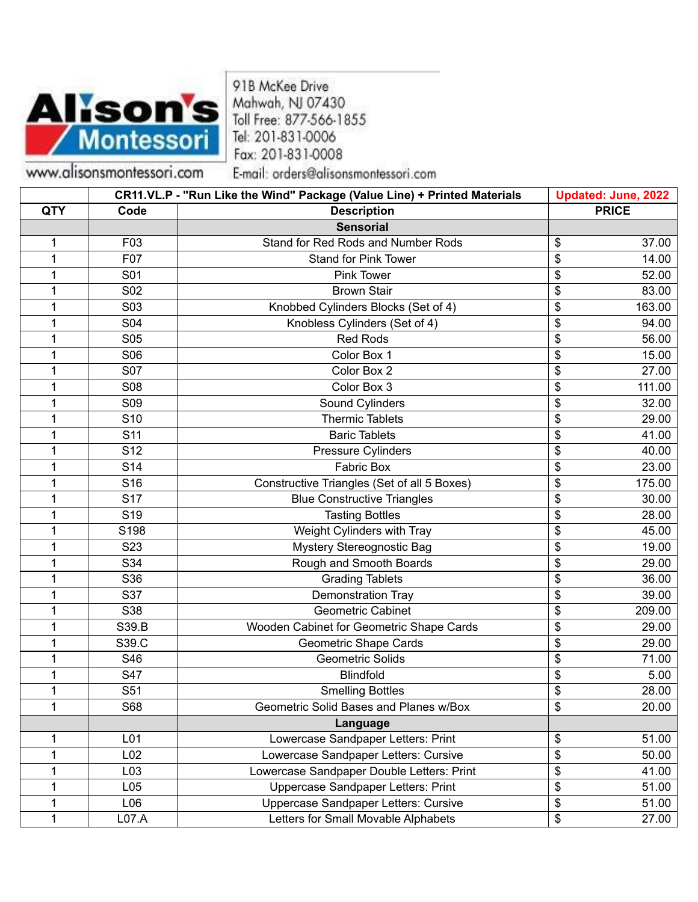Alison's Montessori

www.alisonsmontessori.com

91B McKee Drive
Mahwah, NJ 07430
Toll Free: 877-566-1855
Tel: 201-831-0006
Fax: 201-831-0008
E-mail: orders@alisonsmontessori.com

| | CR11.VL.P - "Run Like the Wind" Package (Value Line) + Printed Materials | | Updated: June, 2022 |
|---|---|---|---|
| QTY | Code | Description | PRICE |
| | | **Sensorial** | |
| 1 | F03 | Stand for Red Rods and Number Rods | $ 37.00 |
| 1 | F07 | Stand for Pink Tower | $ 14.00 |
| 1 | S01 | Pink Tower | $ 52.00 |
| 1 | S02 | Brown Stair | $ 83.00 |
| 1 | S03 | Knobbed Cylinders Blocks (Set of 4) | $ 163.00 |
| 1 | S04 | Knobless Cylinders (Set of 4) | $ 94.00 |
| 1 | S05 | Red Rods | $ 56.00 |
| 1 | S06 | Color Box 1 | $ 15.00 |
| 1 | S07 | Color Box 2 | $ 27.00 |
| 1 | S08 | Color Box 3 | $ 111.00 |
| 1 | S09 | Sound Cylinders | $ 32.00 |
| 1 | S10 | Thermic Tablets | $ 29.00 |
| 1 | S11 | Baric Tablets | $ 41.00 |
| 1 | S12 | Pressure Cylinders | $ 40.00 |
| 1 | S14 | Fabric Box | $ 23.00 |
| 1 | S16 | Constructive Triangles (Set of all 5 Boxes) | $ 175.00 |
| 1 | S17 | Blue Constructive Triangles | $ 30.00 |
| 1 | S19 | Tasting Bottles | $ 28.00 |
| 1 | S198 | Weight Cylinders with Tray | $ 45.00 |
| 1 | S23 | Mystery Stereognostic Bag | $ 19.00 |
| 1 | S34 | Rough and Smooth Boards | $ 29.00 |
| 1 | S36 | Grading Tablets | $ 36.00 |
| 1 | S37 | Demonstration Tray | $ 39.00 |
| 1 | S38 | Geometric Cabinet | $ 209.00 |
| 1 | S39.B | Wooden Cabinet for Geometric Shape Cards | $ 29.00 |
| 1 | S39.C | Geometric Shape Cards | $ 29.00 |
| 1 | S46 | Geometric Solids | $ 71.00 |
| 1 | S47 | Blindfold | $ 5.00 |
| 1 | S51 | Smelling Bottles | $ 28.00 |
| 1 | S68 | Geometric Solid Bases and Planes w/Box | $ 20.00 |
| | | **Language** | |
| 1 | L01 | Lowercase Sandpaper Letters: Print | $ 51.00 |
| 1 | L02 | Lowercase Sandpaper Letters: Cursive | $ 50.00 |
| 1 | L03 | Lowercase Sandpaper Double Letters: Print | $ 41.00 |
| 1 | L05 | Uppercase Sandpaper Letters: Print | $ 51.00 |
| 1 | L06 | Uppercase Sandpaper Letters: Cursive | $ 51.00 |
| 1 | L07.A | Letters for Small Movable Alphabets | $ 27.00 |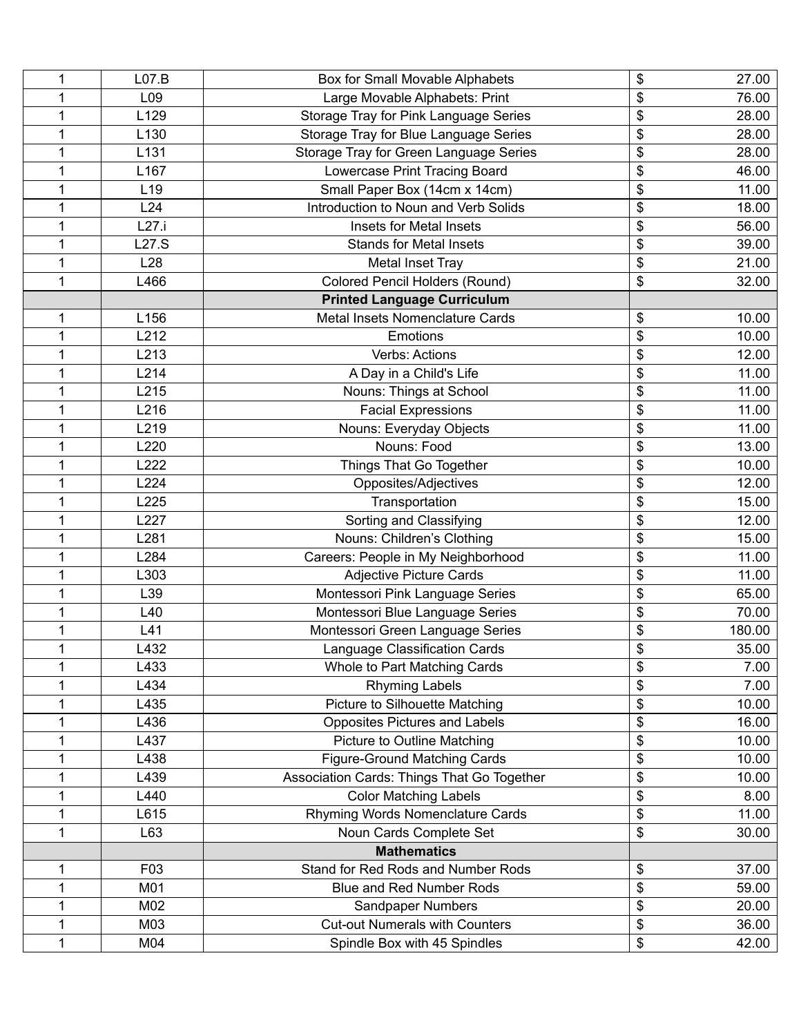| | | | | |
|---|---|---|---|---|
| 1 | L07.B | Box for Small Movable Alphabets | $ | 27.00 |
| 1 | L09 | Large Movable Alphabets: Print | $ | 76.00 |
| 1 | L129 | Storage Tray for Pink Language Series | $ | 28.00 |
| 1 | L130 | Storage Tray for Blue Language Series | $ | 28.00 |
| 1 | L131 | Storage Tray for Green Language Series | $ | 28.00 |
| 1 | L167 | Lowercase Print Tracing Board | $ | 46.00 |
| 1 | L19 | Small Paper Box (14cm x 14cm) | $ | 11.00 |
| 1 | L24 | Introduction to Noun and Verb Solids | $ | 18.00 |
| 1 | L27.i | Insets for Metal Insets | $ | 56.00 |
| 1 | L27.S | Stands for Metal Insets | $ | 39.00 |
| 1 | L28 | Metal Inset Tray | $ | 21.00 |
| 1 | L466 | Colored Pencil Holders (Round) | $ | 32.00 |
| | | **Printed Language Curriculum** | | |
| 1 | L156 | Metal Insets Nomenclature Cards | $ | 10.00 |
| 1 | L212 | Emotions | $ | 10.00 |
| 1 | L213 | Verbs: Actions | $ | 12.00 |
| 1 | L214 | A Day in a Child's Life | $ | 11.00 |
| 1 | L215 | Nouns: Things at School | $ | 11.00 |
| 1 | L216 | Facial Expressions | $ | 11.00 |
| 1 | L219 | Nouns: Everyday Objects | $ | 11.00 |
| 1 | L220 | Nouns: Food | $ | 13.00 |
| 1 | L222 | Things That Go Together | $ | 10.00 |
| 1 | L224 | Opposites/Adjectives | $ | 12.00 |
| 1 | L225 | Transportation | $ | 15.00 |
| 1 | L227 | Sorting and Classifying | $ | 12.00 |
| 1 | L281 | Nouns: Children's Clothing | $ | 15.00 |
| 1 | L284 | Careers: People in My Neighborhood | $ | 11.00 |
| 1 | L303 | Adjective Picture Cards | $ | 11.00 |
| 1 | L39 | Montessori Pink Language Series | $ | 65.00 |
| 1 | L40 | Montessori Blue Language Series | $ | 70.00 |
| 1 | L41 | Montessori Green Language Series | $ | 180.00 |
| 1 | L432 | Language Classification Cards | $ | 35.00 |
| 1 | L433 | Whole to Part Matching Cards | $ | 7.00 |
| 1 | L434 | Rhyming Labels | $ | 7.00 |
| 1 | L435 | Picture to Silhouette Matching | $ | 10.00 |
| 1 | L436 | Opposites Pictures and Labels | $ | 16.00 |
| 1 | L437 | Picture to Outline Matching | $ | 10.00 |
| 1 | L438 | Figure-Ground Matching Cards | $ | 10.00 |
| 1 | L439 | Association Cards: Things That Go Together | $ | 10.00 |
| 1 | L440 | Color Matching Labels | $ | 8.00 |
| 1 | L615 | Rhyming Words Nomenclature Cards | $ | 11.00 |
| 1 | L63 | Noun Cards Complete Set | $ | 30.00 |
| | | **Mathematics** | | |
| 1 | F03 | Stand for Red Rods and Number Rods | $ | 37.00 |
| 1 | M01 | Blue and Red Number Rods | $ | 59.00 |
| 1 | M02 | Sandpaper Numbers | $ | 20.00 |
| 1 | M03 | Cut-out Numerals with Counters | $ | 36.00 |
| 1 | M04 | Spindle Box with 45 Spindles | $ | 42.00 |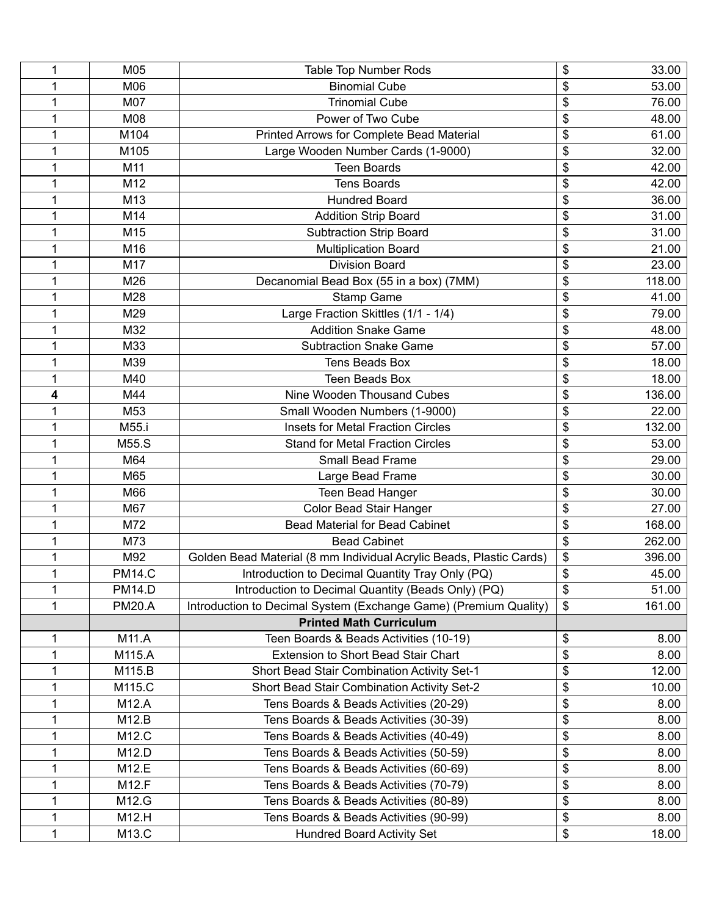| | | | | |
|---|---|---|---|---|
| 1 | M05 | Table Top Number Rods | $ | 33.00 |
| 1 | M06 | Binomial Cube | $ | 53.00 |
| 1 | M07 | Trinomial Cube | $ | 76.00 |
| 1 | M08 | Power of Two Cube | $ | 48.00 |
| 1 | M104 | Printed Arrows for Complete Bead Material | $ | 61.00 |
| 1 | M105 | Large Wooden Number Cards (1-9000) | $ | 32.00 |
| 1 | M11 | Teen Boards | $ | 42.00 |
| 1 | M12 | Tens Boards | $ | 42.00 |
| 1 | M13 | Hundred Board | $ | 36.00 |
| 1 | M14 | Addition Strip Board | $ | 31.00 |
| 1 | M15 | Subtraction Strip Board | $ | 31.00 |
| 1 | M16 | Multiplication Board | $ | 21.00 |
| 1 | M17 | Division Board | $ | 23.00 |
| 1 | M26 | Decanomial Bead Box (55 in a box) (7MM) | $ | 118.00 |
| 1 | M28 | Stamp Game | $ | 41.00 |
| 1 | M29 | Large Fraction Skittles (1/1 - 1/4) | $ | 79.00 |
| 1 | M32 | Addition Snake Game | $ | 48.00 |
| 1 | M33 | Subtraction Snake Game | $ | 57.00 |
| 1 | M39 | Tens Beads Box | $ | 18.00 |
| 1 | M40 | Teen Beads Box | $ | 18.00 |
| **4** | M44 | Nine Wooden Thousand Cubes | $ | 136.00 |
| 1 | M53 | Small Wooden Numbers (1-9000) | $ | 22.00 |
| 1 | M55.i | Insets for Metal Fraction Circles | $ | 132.00 |
| 1 | M55.S | Stand for Metal Fraction Circles | $ | 53.00 |
| 1 | M64 | Small Bead Frame | $ | 29.00 |
| 1 | M65 | Large Bead Frame | $ | 30.00 |
| 1 | M66 | Teen Bead Hanger | $ | 30.00 |
| 1 | M67 | Color Bead Stair Hanger | $ | 27.00 |
| 1 | M72 | Bead Material for Bead Cabinet | $ | 168.00 |
| 1 | M73 | Bead Cabinet | $ | 262.00 |
| 1 | M92 | Golden Bead Material (8 mm Individual Acrylic Beads, Plastic Cards) | $ | 396.00 |
| 1 | PM14.C | Introduction to Decimal Quantity Tray Only (PQ) | $ | 45.00 |
| 1 | PM14.D | Introduction to Decimal Quantity (Beads Only) (PQ) | $ | 51.00 |
| 1 | PM20.A | Introduction to Decimal System (Exchange Game) (Premium Quality) | $ | 161.00 |
| | | **Printed Math Curriculum** | | |
| 1 | M11.A | Teen Boards & Beads Activities (10-19) | $ | 8.00 |
| 1 | M115.A | Extension to Short Bead Stair Chart | $ | 8.00 |
| 1 | M115.B | Short Bead Stair Combination Activity Set-1 | $ | 12.00 |
| 1 | M115.C | Short Bead Stair Combination Activity Set-2 | $ | 10.00 |
| 1 | M12.A | Tens Boards & Beads Activities (20-29) | $ | 8.00 |
| 1 | M12.B | Tens Boards & Beads Activities (30-39) | $ | 8.00 |
| 1 | M12.C | Tens Boards & Beads Activities (40-49) | $ | 8.00 |
| 1 | M12.D | Tens Boards & Beads Activities (50-59) | $ | 8.00 |
| 1 | M12.E | Tens Boards & Beads Activities (60-69) | $ | 8.00 |
| 1 | M12.F | Tens Boards & Beads Activities (70-79) | $ | 8.00 |
| 1 | M12.G | Tens Boards & Beads Activities (80-89) | $ | 8.00 |
| 1 | M12.H | Tens Boards & Beads Activities (90-99) | $ | 8.00 |
| 1 | M13.C | Hundred Board Activity Set | $ | 18.00 |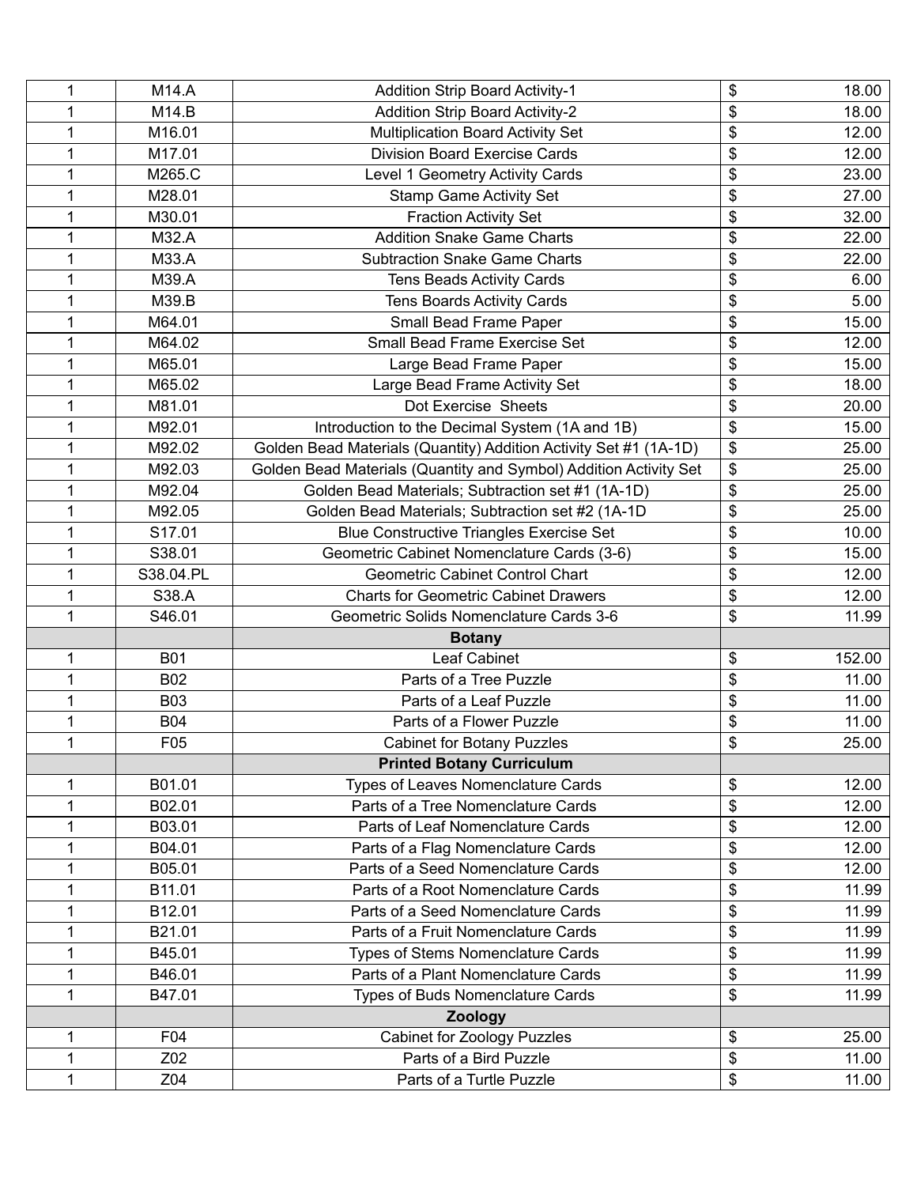| | | | | |
|---|---|---|---|---|
| 1 | M14.A | Addition Strip Board Activity-1 | $ | 18.00 |
| 1 | M14.B | Addition Strip Board Activity-2 | $ | 18.00 |
| 1 | M16.01 | Multiplication Board Activity Set | $ | 12.00 |
| 1 | M17.01 | Division Board Exercise Cards | $ | 12.00 |
| 1 | M265.C | Level 1 Geometry Activity Cards | $ | 23.00 |
| 1 | M28.01 | Stamp Game Activity Set | $ | 27.00 |
| 1 | M30.01 | Fraction Activity Set | $ | 32.00 |
| 1 | M32.A | Addition Snake Game Charts | $ | 22.00 |
| 1 | M33.A | Subtraction Snake Game Charts | $ | 22.00 |
| 1 | M39.A | Tens Beads Activity Cards | $ | 6.00 |
| 1 | M39.B | Tens Boards Activity Cards | $ | 5.00 |
| 1 | M64.01 | Small Bead Frame Paper | $ | 15.00 |
| 1 | M64.02 | Small Bead Frame Exercise Set | $ | 12.00 |
| 1 | M65.01 | Large Bead Frame Paper | $ | 15.00 |
| 1 | M65.02 | Large Bead Frame Activity Set | $ | 18.00 |
| 1 | M81.01 | Dot Exercise Sheets | $ | 20.00 |
| 1 | M92.01 | Introduction to the Decimal System (1A and 1B) | $ | 15.00 |
| 1 | M92.02 | Golden Bead Materials (Quantity) Addition Activity Set #1 (1A-1D) | $ | 25.00 |
| 1 | M92.03 | Golden Bead Materials (Quantity and Symbol) Addition Activity Set | $ | 25.00 |
| 1 | M92.04 | Golden Bead Materials; Subtraction set #1 (1A-1D) | $ | 25.00 |
| 1 | M92.05 | Golden Bead Materials; Subtraction set #2 (1A-1D | $ | 25.00 |
| 1 | S17.01 | Blue Constructive Triangles Exercise Set | $ | 10.00 |
| 1 | S38.01 | Geometric Cabinet Nomenclature Cards (3-6) | $ | 15.00 |
| 1 | S38.04.PL | Geometric Cabinet Control Chart | $ | 12.00 |
| 1 | S38.A | Charts for Geometric Cabinet Drawers | $ | 12.00 |
| 1 | S46.01 | Geometric Solids Nomenclature Cards 3-6 | $ | 11.99 |
| | | **Botany** | | |
| 1 | B01 | Leaf Cabinet | $ | 152.00 |
| 1 | B02 | Parts of a Tree Puzzle | $ | 11.00 |
| 1 | B03 | Parts of a Leaf Puzzle | $ | 11.00 |
| 1 | B04 | Parts of a Flower Puzzle | $ | 11.00 |
| 1 | F05 | Cabinet for Botany Puzzles | $ | 25.00 |
| | | **Printed Botany Curriculum** | | |
| 1 | B01.01 | Types of Leaves Nomenclature Cards | $ | 12.00 |
| 1 | B02.01 | Parts of a Tree Nomenclature Cards | $ | 12.00 |
| 1 | B03.01 | Parts of Leaf Nomenclature Cards | $ | 12.00 |
| 1 | B04.01 | Parts of a Flag Nomenclature Cards | $ | 12.00 |
| 1 | B05.01 | Parts of a Seed Nomenclature Cards | $ | 12.00 |
| 1 | B11.01 | Parts of a Root Nomenclature Cards | $ | 11.99 |
| 1 | B12.01 | Parts of a Seed Nomenclature Cards | $ | 11.99 |
| 1 | B21.01 | Parts of a Fruit Nomenclature Cards | $ | 11.99 |
| 1 | B45.01 | Types of Stems Nomenclature Cards | $ | 11.99 |
| 1 | B46.01 | Parts of a Plant Nomenclature Cards | $ | 11.99 |
| 1 | B47.01 | Types of Buds Nomenclature Cards | $ | 11.99 |
| | | **Zoology** | | |
| 1 | F04 | Cabinet for Zoology Puzzles | $ | 25.00 |
| 1 | Z02 | Parts of a Bird Puzzle | $ | 11.00 |
| 1 | Z04 | Parts of a Turtle Puzzle | $ | 11.00 |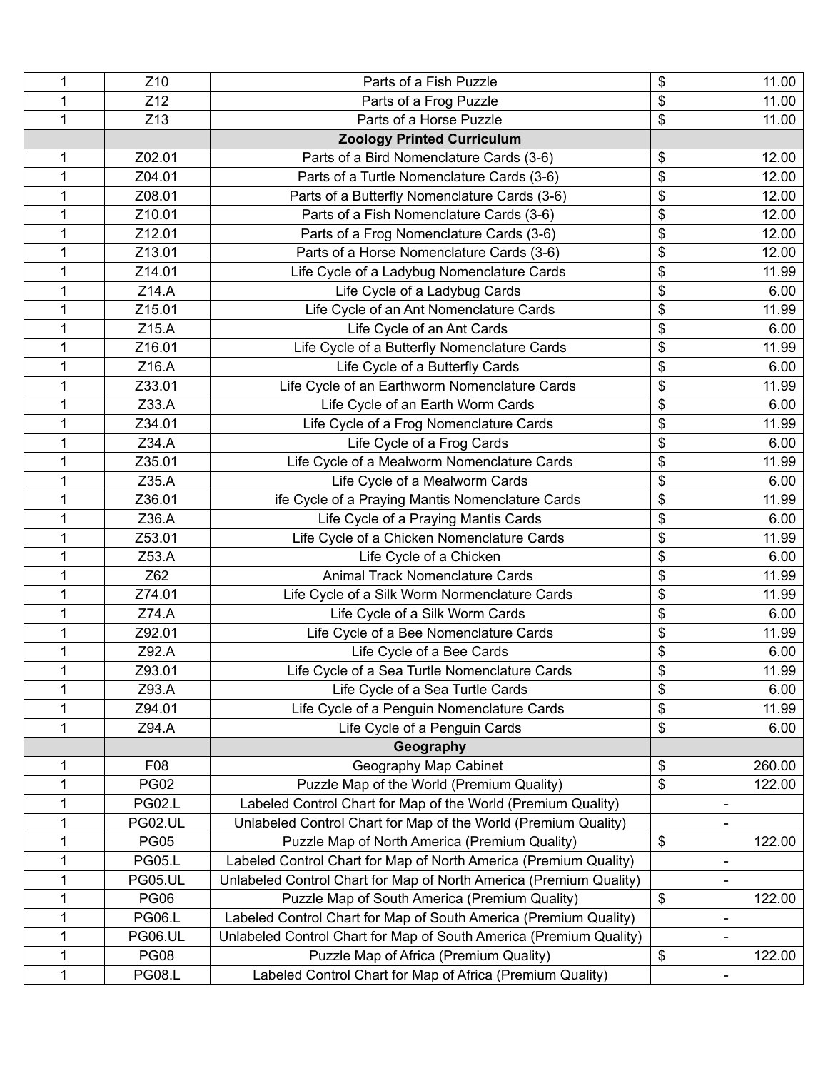| | | | |
|---|---|---|---|
| 1 | Z10 | Parts of a Fish Puzzle | $ 11.00 |
| 1 | Z12 | Parts of a Frog Puzzle | $ 11.00 |
| 1 | Z13 | Parts of a Horse Puzzle | $ 11.00 |
| | | **Zoology Printed Curriculum** | |
| 1 | Z02.01 | Parts of a Bird Nomenclature Cards (3-6) | $ 12.00 |
| 1 | Z04.01 | Parts of a Turtle Nomenclature Cards (3-6) | $ 12.00 |
| 1 | Z08.01 | Parts of a Butterfly Nomenclature Cards (3-6) | $ 12.00 |
| 1 | Z10.01 | Parts of a Fish Nomenclature Cards (3-6) | $ 12.00 |
| 1 | Z12.01 | Parts of a Frog Nomenclature Cards (3-6) | $ 12.00 |
| 1 | Z13.01 | Parts of a Horse Nomenclature Cards (3-6) | $ 12.00 |
| 1 | Z14.01 | Life Cycle of a Ladybug Nomenclature Cards | $ 11.99 |
| 1 | Z14.A | Life Cycle of a Ladybug Cards | $ 6.00 |
| 1 | Z15.01 | Life Cycle of an Ant Nomenclature Cards | $ 11.99 |
| 1 | Z15.A | Life Cycle of an Ant Cards | $ 6.00 |
| 1 | Z16.01 | Life Cycle of a Butterfly Nomenclature Cards | $ 11.99 |
| 1 | Z16.A | Life Cycle of a Butterfly Cards | $ 6.00 |
| 1 | Z33.01 | Life Cycle of an Earthworm Nomenclature Cards | $ 11.99 |
| 1 | Z33.A | Life Cycle of an Earth Worm Cards | $ 6.00 |
| 1 | Z34.01 | Life Cycle of a Frog Nomenclature Cards | $ 11.99 |
| 1 | Z34.A | Life Cycle of a Frog Cards | $ 6.00 |
| 1 | Z35.01 | Life Cycle of a Mealworm Nomenclature Cards | $ 11.99 |
| 1 | Z35.A | Life Cycle of a Mealworm Cards | $ 6.00 |
| 1 | Z36.01 | ife Cycle of a Praying Mantis Nomenclature Cards | $ 11.99 |
| 1 | Z36.A | Life Cycle of a Praying Mantis Cards | $ 6.00 |
| 1 | Z53.01 | Life Cycle of a Chicken Nomenclature Cards | $ 11.99 |
| 1 | Z53.A | Life Cycle of a Chicken | $ 6.00 |
| 1 | Z62 | Animal Track Nomenclature Cards | $ 11.99 |
| 1 | Z74.01 | Life Cycle of a Silk Worm Normenclature Cards | $ 11.99 |
| 1 | Z74.A | Life Cycle of a Silk Worm Cards | $ 6.00 |
| 1 | Z92.01 | Life Cycle of a Bee Nomenclature Cards | $ 11.99 |
| 1 | Z92.A | Life Cycle of a Bee Cards | $ 6.00 |
| 1 | Z93.01 | Life Cycle of a Sea Turtle Nomenclature Cards | $ 11.99 |
| 1 | Z93.A | Life Cycle of a Sea Turtle Cards | $ 6.00 |
| 1 | Z94.01 | Life Cycle of a Penguin Nomenclature Cards | $ 11.99 |
| 1 | Z94.A | Life Cycle of a Penguin Cards | $ 6.00 |
| | | **Geography** | |
| 1 | F08 | Geography Map Cabinet | $ 260.00 |
| 1 | PG02 | Puzzle Map of the World (Premium Quality) | $ 122.00 |
| 1 | PG02.L | Labeled Control Chart for Map of the World (Premium Quality) | - |
| 1 | PG02.UL | Unlabeled Control Chart for Map of the World (Premium Quality) | - |
| 1 | PG05 | Puzzle Map of North America (Premium Quality) | $ 122.00 |
| 1 | PG05.L | Labeled Control Chart for Map of North America (Premium Quality) | - |
| 1 | PG05.UL | Unlabeled Control Chart for Map of North America (Premium Quality) | - |
| 1 | PG06 | Puzzle Map of South America (Premium Quality) | $ 122.00 |
| 1 | PG06.L | Labeled Control Chart for Map of South America (Premium Quality) | - |
| 1 | PG06.UL | Unlabeled Control Chart for Map of South America (Premium Quality) | - |
| 1 | PG08 | Puzzle Map of Africa (Premium Quality) | $ 122.00 |
| 1 | PG08.L | Labeled Control Chart for Map of Africa (Premium Quality) | - |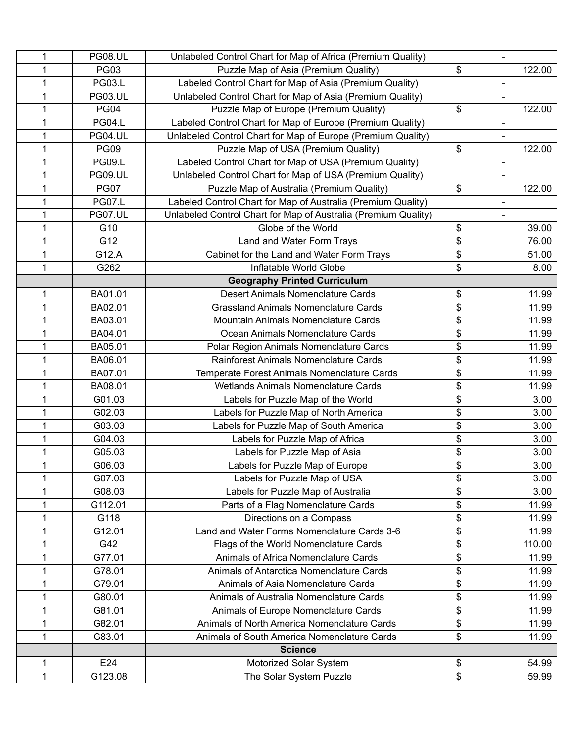| | | | |
|---|---|---|---|
| 1 | PG08.UL | Unlabeled Control Chart for Map of Africa (Premium Quality) | - |
| 1 | PG03 | Puzzle Map of Asia (Premium Quality) | $ 122.00 |
| 1 | PG03.L | Labeled Control Chart for Map of Asia (Premium Quality) | - |
| 1 | PG03.UL | Unlabeled Control Chart for Map of Asia (Premium Quality) | - |
| 1 | PG04 | Puzzle Map of Europe (Premium Quality) | $ 122.00 |
| 1 | PG04.L | Labeled Control Chart for Map of Europe (Premium Quality) | - |
| 1 | PG04.UL | Unlabeled Control Chart for Map of Europe (Premium Quality) | - |
| 1 | PG09 | Puzzle Map of USA (Premium Quality) | $ 122.00 |
| 1 | PG09.L | Labeled Control Chart for Map of USA (Premium Quality) | - |
| 1 | PG09.UL | Unlabeled Control Chart for Map of USA (Premium Quality) | - |
| 1 | PG07 | Puzzle Map of Australia (Premium Quality) | $ 122.00 |
| 1 | PG07.L | Labeled Control Chart for Map of Australia (Premium Quality) | - |
| 1 | PG07.UL | Unlabeled Control Chart for Map of Australia (Premium Quality) | - |
| 1 | G10 | Globe of the World | $ 39.00 |
| 1 | G12 | Land and Water Form Trays | $ 76.00 |
| 1 | G12.A | Cabinet for the Land and Water Form Trays | $ 51.00 |
| 1 | G262 | Inflatable World Globe | $ 8.00 |
| | | **Geography Printed Curriculum** | |
| 1 | BA01.01 | Desert Animals Nomenclature Cards | $ 11.99 |
| 1 | BA02.01 | Grassland Animals Nomenclature Cards | $ 11.99 |
| 1 | BA03.01 | Mountain Animals Nomenclature Cards | $ 11.99 |
| 1 | BA04.01 | Ocean Animals Nomenclature Cards | $ 11.99 |
| 1 | BA05.01 | Polar Region Animals Nomenclature Cards | $ 11.99 |
| 1 | BA06.01 | Rainforest Animals Nomenclature Cards | $ 11.99 |
| 1 | BA07.01 | Temperate Forest Animals Nomenclature Cards | $ 11.99 |
| 1 | BA08.01 | Wetlands Animals Nomenclature Cards | $ 11.99 |
| 1 | G01.03 | Labels for Puzzle Map of the World | $ 3.00 |
| 1 | G02.03 | Labels for Puzzle Map of North America | $ 3.00 |
| 1 | G03.03 | Labels for Puzzle Map of South America | $ 3.00 |
| 1 | G04.03 | Labels for Puzzle Map of Africa | $ 3.00 |
| 1 | G05.03 | Labels for Puzzle Map of Asia | $ 3.00 |
| 1 | G06.03 | Labels for Puzzle Map of Europe | $ 3.00 |
| 1 | G07.03 | Labels for Puzzle Map of USA | $ 3.00 |
| 1 | G08.03 | Labels for Puzzle Map of Australia | $ 3.00 |
| 1 | G112.01 | Parts of a Flag Nomenclature Cards | $ 11.99 |
| 1 | G118 | Directions on a Compass | $ 11.99 |
| 1 | G12.01 | Land and Water Forms Nomenclature Cards 3-6 | $ 11.99 |
| 1 | G42 | Flags of the World Nomenclature Cards | $ 110.00 |
| 1 | G77.01 | Animals of Africa Nomenclature Cards | $ 11.99 |
| 1 | G78.01 | Animals of Antarctica Nomenclature Cards | $ 11.99 |
| 1 | G79.01 | Animals of Asia Nomenclature Cards | $ 11.99 |
| 1 | G80.01 | Animals of Australia Nomenclature Cards | $ 11.99 |
| 1 | G81.01 | Animals of Europe Nomenclature Cards | $ 11.99 |
| 1 | G82.01 | Animals of North America Nomenclature Cards | $ 11.99 |
| 1 | G83.01 | Animals of South America Nomenclature Cards | $ 11.99 |
| | | **Science** | |
| 1 | E24 | Motorized Solar System | $ 54.99 |
| 1 | G123.08 | The Solar System Puzzle | $ 59.99 |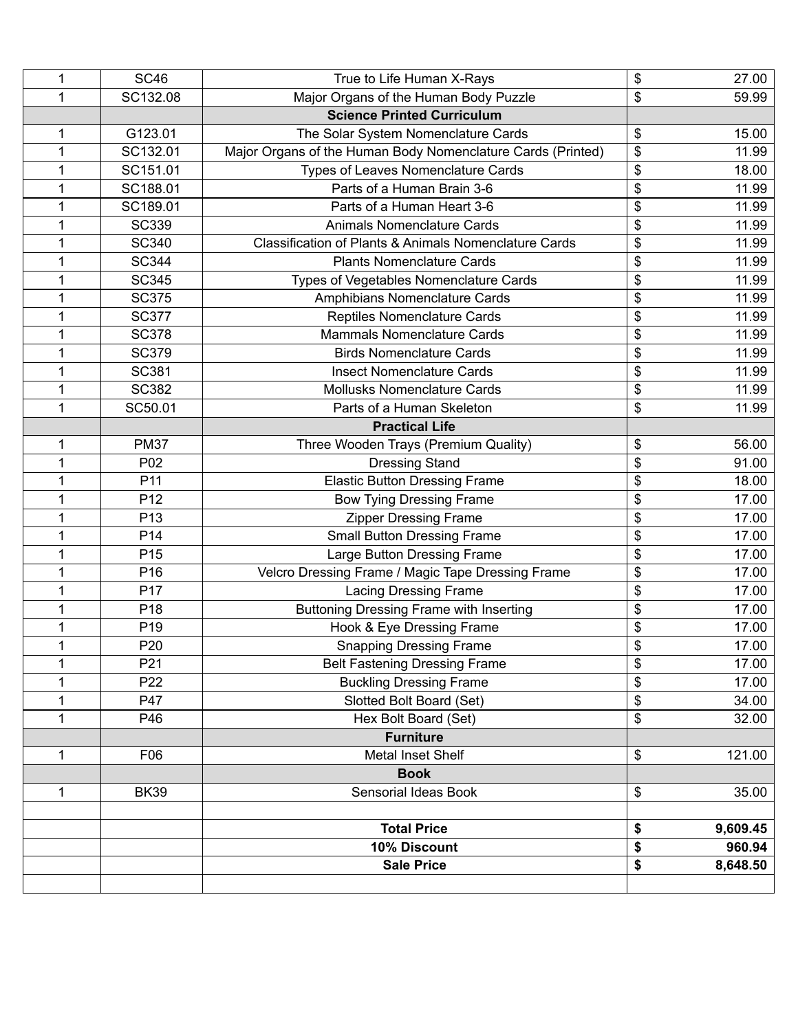| | | | |
|---|---|---|---|
| 1 | SC46 | True to Life Human X-Rays | $ 27.00 |
| 1 | SC132.08 | Major Organs of the Human Body Puzzle | $ 59.99 |
| | | **Science Printed Curriculum** | |
| 1 | G123.01 | The Solar System Nomenclature Cards | $ 15.00 |
| 1 | SC132.01 | Major Organs of the Human Body Nomenclature Cards (Printed) | $ 11.99 |
| 1 | SC151.01 | Types of Leaves Nomenclature Cards | $ 18.00 |
| 1 | SC188.01 | Parts of a Human Brain 3-6 | $ 11.99 |
| 1 | SC189.01 | Parts of a Human Heart 3-6 | $ 11.99 |
| 1 | SC339 | Animals Nomenclature Cards | $ 11.99 |
| 1 | SC340 | Classification of Plants & Animals Nomenclature Cards | $ 11.99 |
| 1 | SC344 | Plants Nomenclature Cards | $ 11.99 |
| 1 | SC345 | Types of Vegetables Nomenclature Cards | $ 11.99 |
| 1 | SC375 | Amphibians Nomenclature Cards | $ 11.99 |
| 1 | SC377 | Reptiles Nomenclature Cards | $ 11.99 |
| 1 | SC378 | Mammals Nomenclature Cards | $ 11.99 |
| 1 | SC379 | Birds Nomenclature Cards | $ 11.99 |
| 1 | SC381 | Insect Nomenclature Cards | $ 11.99 |
| 1 | SC382 | Mollusks Nomenclature Cards | $ 11.99 |
| 1 | SC50.01 | Parts of a Human Skeleton | $ 11.99 |
| | | **Practical Life** | |
| 1 | PM37 | Three Wooden Trays (Premium Quality) | $ 56.00 |
| 1 | P02 | Dressing Stand | $ 91.00 |
| 1 | P11 | Elastic Button Dressing Frame | $ 18.00 |
| 1 | P12 | Bow Tying Dressing Frame | $ 17.00 |
| 1 | P13 | Zipper Dressing Frame | $ 17.00 |
| 1 | P14 | Small Button Dressing Frame | $ 17.00 |
| 1 | P15 | Large Button Dressing Frame | $ 17.00 |
| 1 | P16 | Velcro Dressing Frame / Magic Tape Dressing Frame | $ 17.00 |
| 1 | P17 | Lacing Dressing Frame | $ 17.00 |
| 1 | P18 | Buttoning Dressing Frame with Inserting | $ 17.00 |
| 1 | P19 | Hook & Eye Dressing Frame | $ 17.00 |
| 1 | P20 | Snapping Dressing Frame | $ 17.00 |
| 1 | P21 | Belt Fastening Dressing Frame | $ 17.00 |
| 1 | P22 | Buckling Dressing Frame | $ 17.00 |
| 1 | P47 | Slotted Bolt Board (Set) | $ 34.00 |
| 1 | P46 | Hex Bolt Board (Set) | $ 32.00 |
| | | **Furniture** | |
| 1 | F06 | Metal Inset Shelf | $ 121.00 |
| | | **Book** | |
| 1 | BK39 | Sensorial Ideas Book | $ 35.00 |
| | | | |
| | | **Total Price** | **$ 9,609.45** |
| | | **10% Discount** | **$ 960.94** |
| | | **Sale Price** | **$ 8,648.50** |
| | | | |